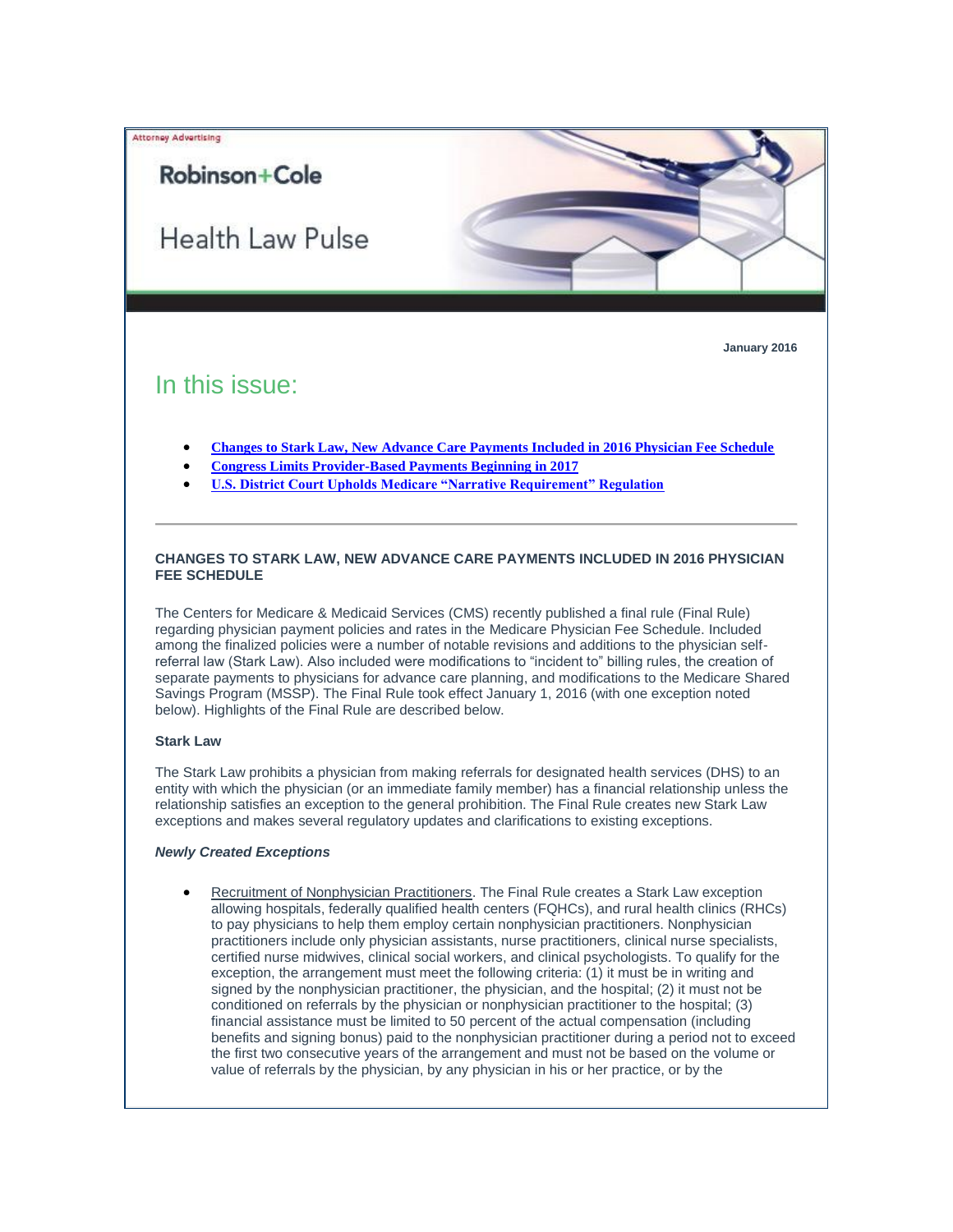Attorney Advertising

Robinson+Cole

# Health Law Pulse

**January 2016**

## In this issue:

- **Changes to Stark Law, New Advance Care Payments Included in 2016 Physician Fee Schedule**
- **Congress Limits Provider-Based Payments Beginning in 2017**
- **U.S. District Court Upholds Medicare "Narrative Requirement" Regulation**

---

### CHANGES TO STARK LAW, NEW ADVANCE CARE PAYMENTS INCLUDED IN 2016 PHYSICIAN FEE SCHEDULE

The Centers for Medicare & Medicaid Services (CMS) recently published a final rule (Final Rule) regarding physician payment policies and rates in the Medicare Physician Fee Schedule. Included among the finalized policies were a number of notable revisions and additions to the physician self-referral law (Stark Law). Also included were modifications to "incident to" billing rules, the creation of separate payments to physicians for advance care planning, and modifications to the Medicare Shared Savings Program (MSSP). The Final Rule took effect January 1, 2016 (with one exception noted below). Highlights of the Final Rule are described below.

**Stark Law**

The Stark Law prohibits a physician from making referrals for designated health services (DHS) to an entity with which the physician (or an immediate family member) has a financial relationship unless the relationship satisfies an exception to the general prohibition. The Final Rule creates new Stark Law exceptions and makes several regulatory updates and clarifications to existing exceptions.

***Newly Created Exceptions***

- Recruitment of Nonphysician Practitioners. The Final Rule creates a Stark Law exception allowing hospitals, federally qualified health centers (FQHCs), and rural health clinics (RHCs) to pay physicians to help them employ certain nonphysician practitioners. Nonphysician practitioners include only physician assistants, nurse practitioners, clinical nurse specialists, certified nurse midwives, clinical social workers, and clinical psychologists. To qualify for the exception, the arrangement must meet the following criteria: (1) it must be in writing and signed by the nonphysician practitioner, the physician, and the hospital; (2) it must not be conditioned on referrals by the physician or nonphysician practitioner to the hospital; (3) financial assistance must be limited to 50 percent of the actual compensation (including benefits and signing bonus) paid to the nonphysician practitioner during a period not to exceed the first two consecutive years of the arrangement and must not be based on the volume or value of referrals by the physician, by any physician in his or her practice, or by the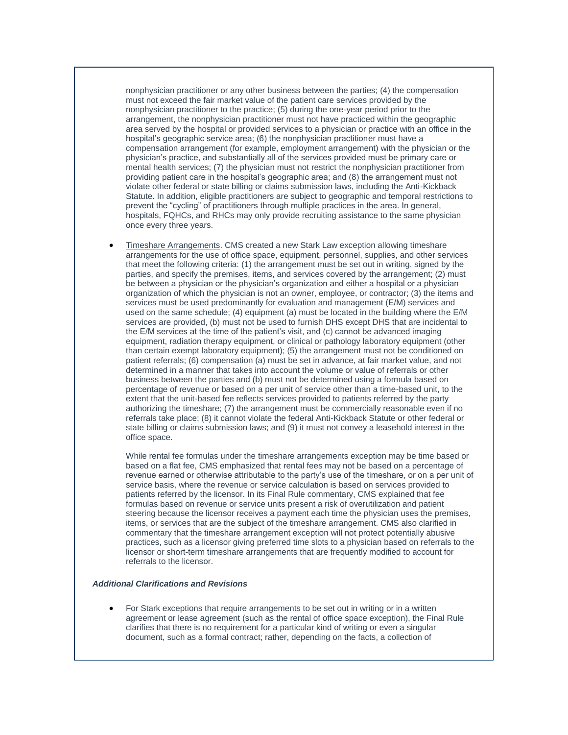nonphysician practitioner or any other business between the parties; (4) the compensation must not exceed the fair market value of the patient care services provided by the nonphysician practitioner to the practice; (5) during the one-year period prior to the arrangement, the nonphysician practitioner must not have practiced within the geographic area served by the hospital or provided services to a physician or practice with an office in the hospital's geographic service area; (6) the nonphysician practitioner must have a compensation arrangement (for example, employment arrangement) with the physician or the physician's practice, and substantially all of the services provided must be primary care or mental health services; (7) the physician must not restrict the nonphysician practitioner from providing patient care in the hospital's geographic area; and (8) the arrangement must not violate other federal or state billing or claims submission laws, including the Anti-Kickback Statute. In addition, eligible practitioners are subject to geographic and temporal restrictions to prevent the "cycling" of practitioners through multiple practices in the area. In general, hospitals, FQHCs, and RHCs may only provide recruiting assistance to the same physician once every three years.

- Timeshare Arrangements. CMS created a new Stark Law exception allowing timeshare arrangements for the use of office space, equipment, personnel, supplies, and other services that meet the following criteria: (1) the arrangement must be set out in writing, signed by the parties, and specify the premises, items, and services covered by the arrangement; (2) must be between a physician or the physician's organization and either a hospital or a physician organization of which the physician is not an owner, employee, or contractor; (3) the items and services must be used predominantly for evaluation and management (E/M) services and used on the same schedule; (4) equipment (a) must be located in the building where the E/M services are provided, (b) must not be used to furnish DHS except DHS that are incidental to the E/M services at the time of the patient's visit, and (c) cannot be advanced imaging equipment, radiation therapy equipment, or clinical or pathology laboratory equipment (other than certain exempt laboratory equipment); (5) the arrangement must not be conditioned on patient referrals; (6) compensation (a) must be set in advance, at fair market value, and not determined in a manner that takes into account the volume or value of referrals or other business between the parties and (b) must not be determined using a formula based on percentage of revenue or based on a per unit of service other than a time-based unit, to the extent that the unit-based fee reflects services provided to patients referred by the party authorizing the timeshare; (7) the arrangement must be commercially reasonable even if no referrals take place; (8) it cannot violate the federal Anti-Kickback Statute or other federal or state billing or claims submission laws; and (9) it must not convey a leasehold interest in the office space.

  While rental fee formulas under the timeshare arrangements exception may be time based or based on a flat fee, CMS emphasized that rental fees may not be based on a percentage of revenue earned or otherwise attributable to the party's use of the timeshare, or on a per unit of service basis, where the revenue or service calculation is based on services provided to patients referred by the licensor. In its Final Rule commentary, CMS explained that fee formulas based on revenue or service units present a risk of overutilization and patient steering because the licensor receives a payment each time the physician uses the premises, items, or services that are the subject of the timeshare arrangement. CMS also clarified in commentary that the timeshare arrangement exception will not protect potentially abusive practices, such as a licensor giving preferred time slots to a physician based on referrals to the licensor or short-term timeshare arrangements that are frequently modified to account for referrals to the licensor.

### *Additional Clarifications and Revisions*

- For Stark exceptions that require arrangements to be set out in writing or in a written agreement or lease agreement (such as the rental of office space exception), the Final Rule clarifies that there is no requirement for a particular kind of writing or even a singular document, such as a formal contract; rather, depending on the facts, a collection of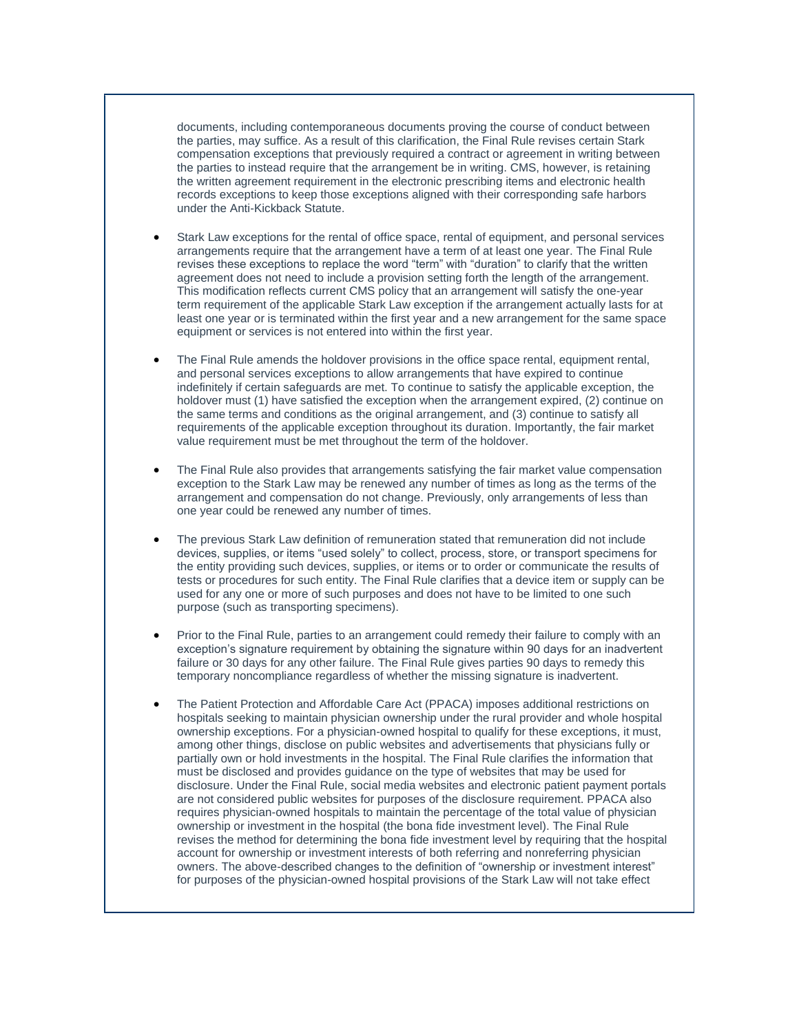documents, including contemporaneous documents proving the course of conduct between the parties, may suffice. As a result of this clarification, the Final Rule revises certain Stark compensation exceptions that previously required a contract or agreement in writing between the parties to instead require that the arrangement be in writing. CMS, however, is retaining the written agreement requirement in the electronic prescribing items and electronic health records exceptions to keep those exceptions aligned with their corresponding safe harbors under the Anti-Kickback Statute.

- Stark Law exceptions for the rental of office space, rental of equipment, and personal services arrangements require that the arrangement have a term of at least one year. The Final Rule revises these exceptions to replace the word "term" with "duration" to clarify that the written agreement does not need to include a provision setting forth the length of the arrangement. This modification reflects current CMS policy that an arrangement will satisfy the one-year term requirement of the applicable Stark Law exception if the arrangement actually lasts for at least one year or is terminated within the first year and a new arrangement for the same space equipment or services is not entered into within the first year.

- The Final Rule amends the holdover provisions in the office space rental, equipment rental, and personal services exceptions to allow arrangements that have expired to continue indefinitely if certain safeguards are met. To continue to satisfy the applicable exception, the holdover must (1) have satisfied the exception when the arrangement expired, (2) continue on the same terms and conditions as the original arrangement, and (3) continue to satisfy all requirements of the applicable exception throughout its duration. Importantly, the fair market value requirement must be met throughout the term of the holdover.

- The Final Rule also provides that arrangements satisfying the fair market value compensation exception to the Stark Law may be renewed any number of times as long as the terms of the arrangement and compensation do not change. Previously, only arrangements of less than one year could be renewed any number of times.

- The previous Stark Law definition of remuneration stated that remuneration did not include devices, supplies, or items "used solely" to collect, process, store, or transport specimens for the entity providing such devices, supplies, or items or to order or communicate the results of tests or procedures for such entity. The Final Rule clarifies that a device item or supply can be used for any one or more of such purposes and does not have to be limited to one such purpose (such as transporting specimens).

- Prior to the Final Rule, parties to an arrangement could remedy their failure to comply with an exception's signature requirement by obtaining the signature within 90 days for an inadvertent failure or 30 days for any other failure. The Final Rule gives parties 90 days to remedy this temporary noncompliance regardless of whether the missing signature is inadvertent.

- The Patient Protection and Affordable Care Act (PPACA) imposes additional restrictions on hospitals seeking to maintain physician ownership under the rural provider and whole hospital ownership exceptions. For a physician-owned hospital to qualify for these exceptions, it must, among other things, disclose on public websites and advertisements that physicians fully or partially own or hold investments in the hospital. The Final Rule clarifies the information that must be disclosed and provides guidance on the type of websites that may be used for disclosure. Under the Final Rule, social media websites and electronic patient payment portals are not considered public websites for purposes of the disclosure requirement. PPACA also requires physician-owned hospitals to maintain the percentage of the total value of physician ownership or investment in the hospital (the bona fide investment level). The Final Rule revises the method for determining the bona fide investment level by requiring that the hospital account for ownership or investment interests of both referring and nonreferring physician owners. The above-described changes to the definition of "ownership or investment interest" for purposes of the physician-owned hospital provisions of the Stark Law will not take effect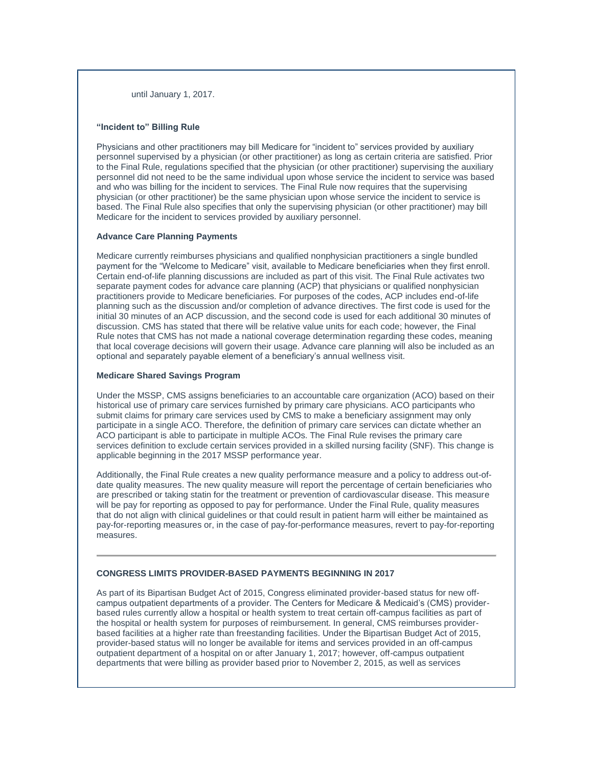until January 1, 2017.

**"Incident to" Billing Rule**

Physicians and other practitioners may bill Medicare for "incident to" services provided by auxiliary personnel supervised by a physician (or other practitioner) as long as certain criteria are satisfied. Prior to the Final Rule, regulations specified that the physician (or other practitioner) supervising the auxiliary personnel did not need to be the same individual upon whose service the incident to service was based and who was billing for the incident to services. The Final Rule now requires that the supervising physician (or other practitioner) be the same physician upon whose service the incident to service is based. The Final Rule also specifies that only the supervising physician (or other practitioner) may bill Medicare for the incident to services provided by auxiliary personnel.

**Advance Care Planning Payments**

Medicare currently reimburses physicians and qualified nonphysician practitioners a single bundled payment for the "Welcome to Medicare" visit, available to Medicare beneficiaries when they first enroll. Certain end-of-life planning discussions are included as part of this visit. The Final Rule activates two separate payment codes for advance care planning (ACP) that physicians or qualified nonphysician practitioners provide to Medicare beneficiaries. For purposes of the codes, ACP includes end-of-life planning such as the discussion and/or completion of advance directives. The first code is used for the initial 30 minutes of an ACP discussion, and the second code is used for each additional 30 minutes of discussion. CMS has stated that there will be relative value units for each code; however, the Final Rule notes that CMS has not made a national coverage determination regarding these codes, meaning that local coverage decisions will govern their usage. Advance care planning will also be included as an optional and separately payable element of a beneficiary's annual wellness visit.

**Medicare Shared Savings Program**

Under the MSSP, CMS assigns beneficiaries to an accountable care organization (ACO) based on their historical use of primary care services furnished by primary care physicians. ACO participants who submit claims for primary care services used by CMS to make a beneficiary assignment may only participate in a single ACO. Therefore, the definition of primary care services can dictate whether an ACO participant is able to participate in multiple ACOs. The Final Rule revises the primary care services definition to exclude certain services provided in a skilled nursing facility (SNF). This change is applicable beginning in the 2017 MSSP performance year.

Additionally, the Final Rule creates a new quality performance measure and a policy to address out-of-date quality measures. The new quality measure will report the percentage of certain beneficiaries who are prescribed or taking statin for the treatment or prevention of cardiovascular disease. This measure will be pay for reporting as opposed to pay for performance. Under the Final Rule, quality measures that do not align with clinical guidelines or that could result in patient harm will either be maintained as pay-for-reporting measures or, in the case of pay-for-performance measures, revert to pay-for-reporting measures.

---

**CONGRESS LIMITS PROVIDER-BASED PAYMENTS BEGINNING IN 2017**

As part of its Bipartisan Budget Act of 2015, Congress eliminated provider-based status for new off-campus outpatient departments of a provider. The Centers for Medicare & Medicaid's (CMS) provider-based rules currently allow a hospital or health system to treat certain off-campus facilities as part of the hospital or health system for purposes of reimbursement. In general, CMS reimburses provider-based facilities at a higher rate than freestanding facilities. Under the Bipartisan Budget Act of 2015, provider-based status will no longer be available for items and services provided in an off-campus outpatient department of a hospital on or after January 1, 2017; however, off-campus outpatient departments that were billing as provider based prior to November 2, 2015, as well as services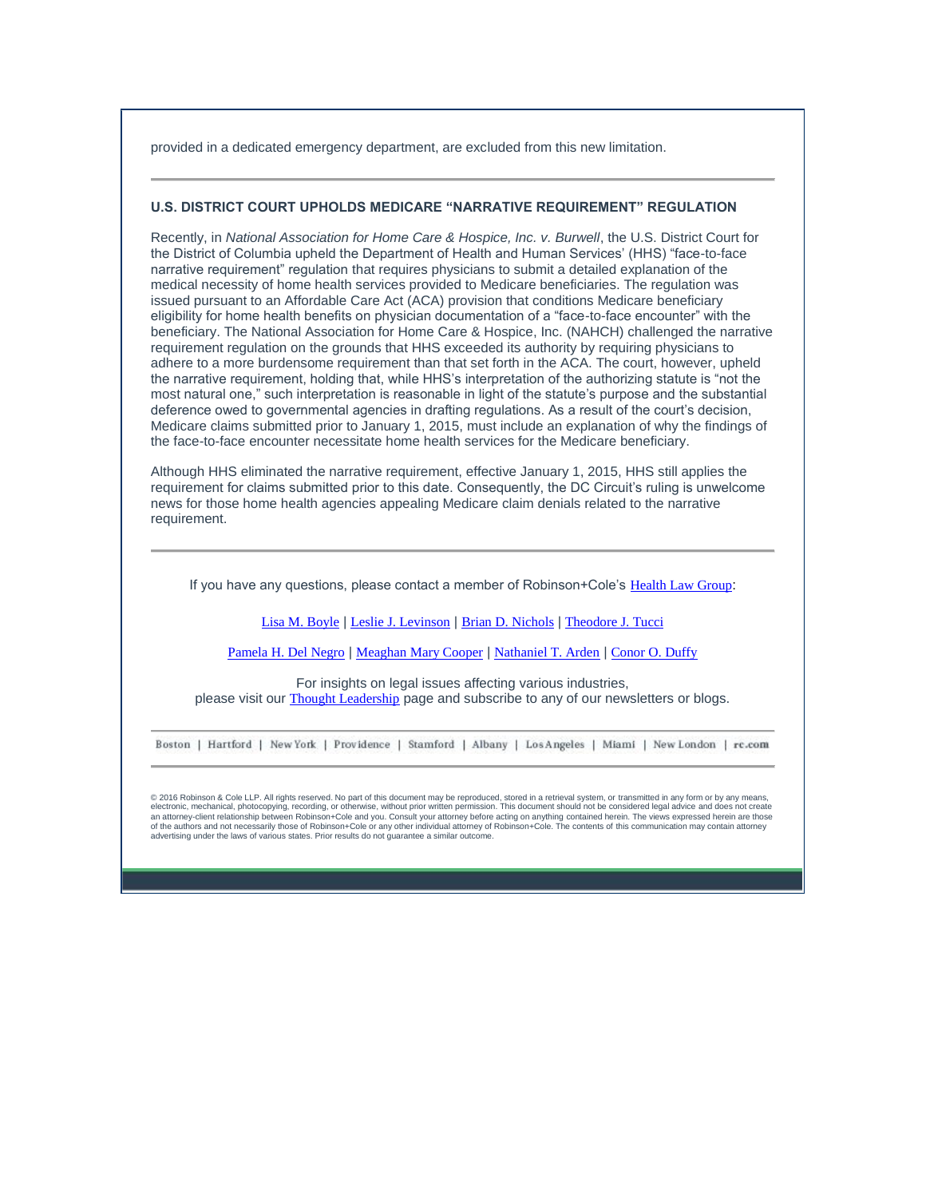provided in a dedicated emergency department, are excluded from this new limitation.

---

### U.S. DISTRICT COURT UPHOLDS MEDICARE "NARRATIVE REQUIREMENT" REGULATION

Recently, in *National Association for Home Care & Hospice, Inc. v. Burwell*, the U.S. District Court for the District of Columbia upheld the Department of Health and Human Services' (HHS) "face-to-face narrative requirement" regulation that requires physicians to submit a detailed explanation of the medical necessity of home health services provided to Medicare beneficiaries. The regulation was issued pursuant to an Affordable Care Act (ACA) provision that conditions Medicare beneficiary eligibility for home health benefits on physician documentation of a "face-to-face encounter" with the beneficiary. The National Association for Home Care & Hospice, Inc. (NAHCH) challenged the narrative requirement regulation on the grounds that HHS exceeded its authority by requiring physicians to adhere to a more burdensome requirement than that set forth in the ACA. The court, however, upheld the narrative requirement, holding that, while HHS's interpretation of the authorizing statute is "not the most natural one," such interpretation is reasonable in light of the statute's purpose and the substantial deference owed to governmental agencies in drafting regulations. As a result of the court's decision, Medicare claims submitted prior to January 1, 2015, must include an explanation of why the findings of the face-to-face encounter necessitate home health services for the Medicare beneficiary.

Although HHS eliminated the narrative requirement, effective January 1, 2015, HHS still applies the requirement for claims submitted prior to this date. Consequently, the DC Circuit's ruling is unwelcome news for those home health agencies appealing Medicare claim denials related to the narrative requirement.

---

If you have any questions, please contact a member of Robinson+Cole's Health Law Group:

Lisa M. Boyle | Leslie J. Levinson | Brian D. Nichols | Theodore J. Tucci

Pamela H. Del Negro | Meaghan Mary Cooper | Nathaniel T. Arden | Conor O. Duffy

For insights on legal issues affecting various industries, please visit our Thought Leadership page and subscribe to any of our newsletters or blogs.

Boston | Hartford | New York | Providence | Stamford | Albany | Los Angeles | Miami | New London | rc.com

© 2016 Robinson & Cole LLP. All rights reserved. No part of this document may be reproduced, stored in a retrieval system, or transmitted in any form or by any means, electronic, mechanical, photocopying, recording, or otherwise, without prior written permission. This document should not be considered legal advice and does not create an attorney-client relationship between Robinson+Cole and you. Consult your attorney before acting on anything contained herein. The views expressed herein are those of the authors and not necessarily those of Robinson+Cole or any other individual attorney of Robinson+Cole. The contents of this communication may contain attorney advertising under the laws of various states. Prior results do not guarantee a similar outcome.